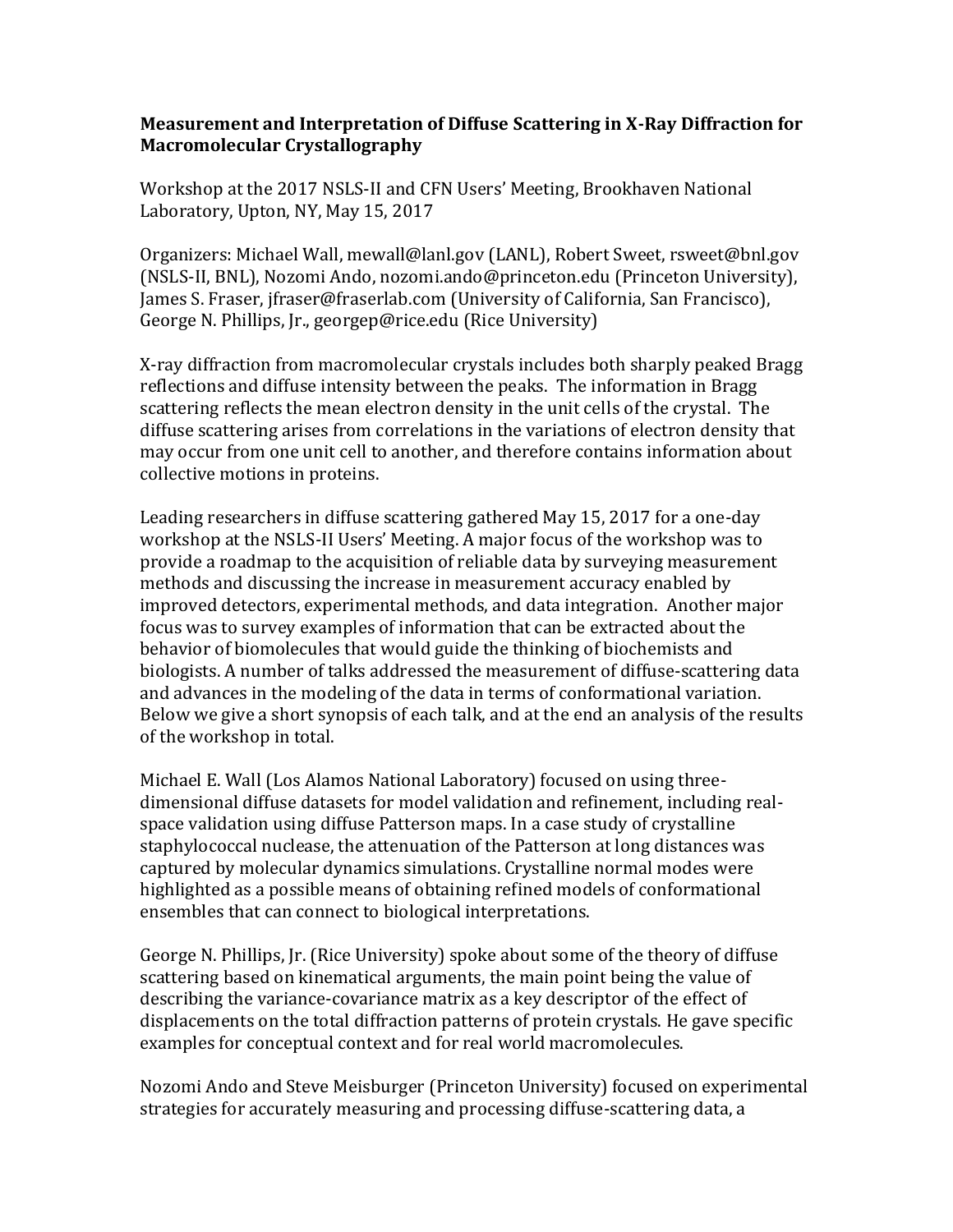**Measurement and Interpretation of Diffuse Scattering in X-Ray Diffraction for Macromolecular Crystallography**

Workshop at the 2017 NSLS-II and CFN Users' Meeting, Brookhaven National Laboratory, Upton, NY, May 15, 2017

Organizers: Michael Wall, mewall@lanl.gov (LANL), Robert Sweet, rsweet@bnl.gov (NSLS-II, BNL), Nozomi Ando, nozomi.ando@princeton.edu (Princeton University), James S. Fraser, jfraser@fraserlab.com (University of California, San Francisco), George N. Phillips, Jr., georgep@rice.edu (Rice University)

X-ray diffraction from macromolecular crystals includes both sharply peaked Bragg reflections and diffuse intensity between the peaks. The information in Bragg scattering reflects the mean electron density in the unit cells of the crystal. The diffuse scattering arises from correlations in the variations of electron density that may occur from one unit cell to another, and therefore contains information about collective motions in proteins.

Leading researchers in diffuse scattering gathered May 15, 2017 for a one-day workshop at the NSLS-II Users' Meeting. A major focus of the workshop was to provide a roadmap to the acquisition of reliable data by surveying measurement methods and discussing the increase in measurement accuracy enabled by improved detectors, experimental methods, and data integration. Another major focus was to survey examples of information that can be extracted about the behavior of biomolecules that would guide the thinking of biochemists and biologists. A number of talks addressed the measurement of diffuse-scattering data and advances in the modeling of the data in terms of conformational variation. Below we give a short synopsis of each talk, and at the end an analysis of the results of the workshop in total.

Michael E. Wall (Los Alamos National Laboratory) focused on using three-dimensional diffuse datasets for model validation and refinement, including real-space validation using diffuse Patterson maps. In a case study of crystalline staphylococcal nuclease, the attenuation of the Patterson at long distances was captured by molecular dynamics simulations. Crystalline normal modes were highlighted as a possible means of obtaining refined models of conformational ensembles that can connect to biological interpretations.

George N. Phillips, Jr. (Rice University) spoke about some of the theory of diffuse scattering based on kinematical arguments, the main point being the value of describing the variance-covariance matrix as a key descriptor of the effect of displacements on the total diffraction patterns of protein crystals. He gave specific examples for conceptual context and for real world macromolecules.

Nozomi Ando and Steve Meisburger (Princeton University) focused on experimental strategies for accurately measuring and processing diffuse-scattering data, a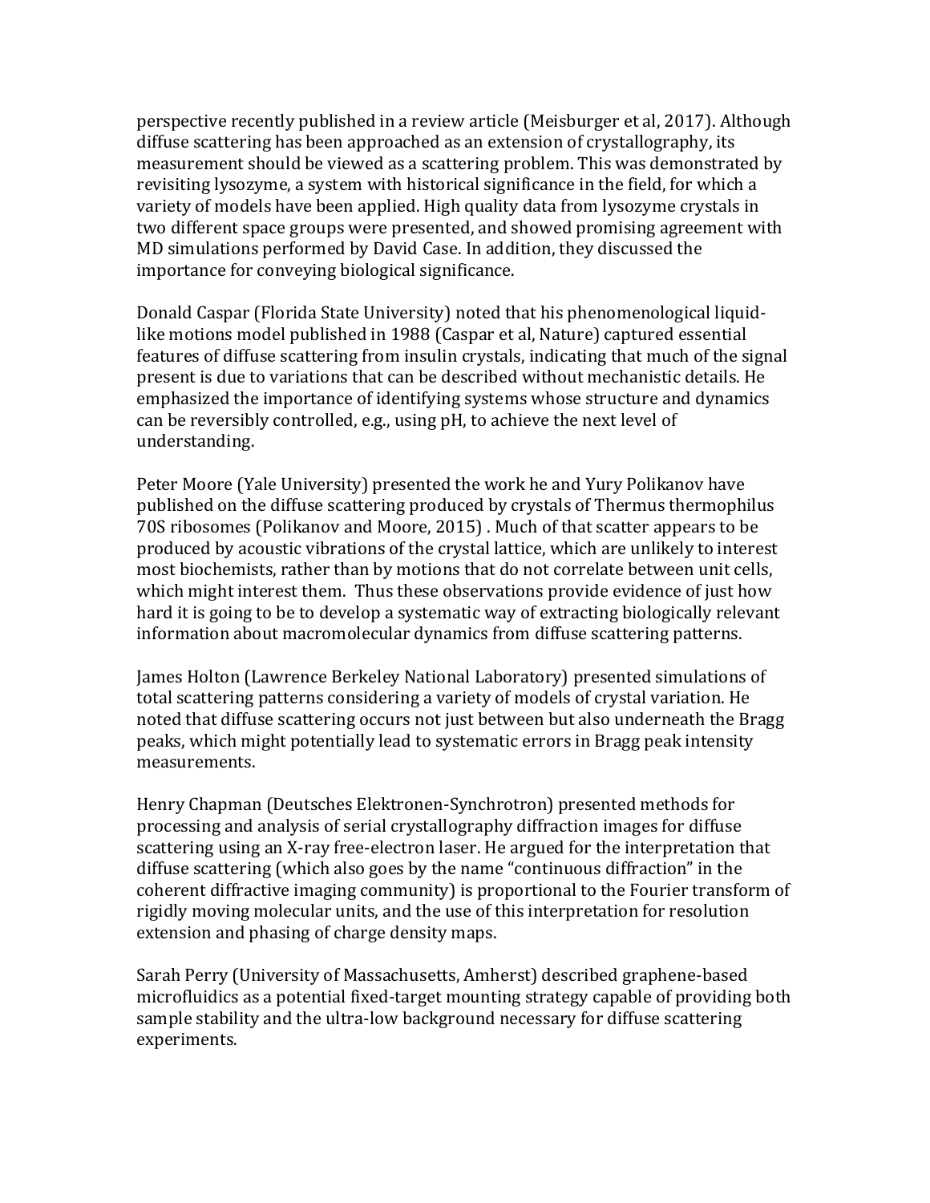perspective recently published in a review article (Meisburger et al, 2017). Although diffuse scattering has been approached as an extension of crystallography, its measurement should be viewed as a scattering problem. This was demonstrated by revisiting lysozyme, a system with historical significance in the field, for which a variety of models have been applied. High quality data from lysozyme crystals in two different space groups were presented, and showed promising agreement with MD simulations performed by David Case. In addition, they discussed the importance for conveying biological significance.

Donald Caspar (Florida State University) noted that his phenomenological liquid-like motions model published in 1988 (Caspar et al, Nature) captured essential features of diffuse scattering from insulin crystals, indicating that much of the signal present is due to variations that can be described without mechanistic details. He emphasized the importance of identifying systems whose structure and dynamics can be reversibly controlled, e.g., using pH, to achieve the next level of understanding.

Peter Moore (Yale University) presented the work he and Yury Polikanov have published on the diffuse scattering produced by crystals of Thermus thermophilus 70S ribosomes (Polikanov and Moore, 2015) . Much of that scatter appears to be produced by acoustic vibrations of the crystal lattice, which are unlikely to interest most biochemists, rather than by motions that do not correlate between unit cells, which might interest them. Thus these observations provide evidence of just how hard it is going to be to develop a systematic way of extracting biologically relevant information about macromolecular dynamics from diffuse scattering patterns.

James Holton (Lawrence Berkeley National Laboratory) presented simulations of total scattering patterns considering a variety of models of crystal variation. He noted that diffuse scattering occurs not just between but also underneath the Bragg peaks, which might potentially lead to systematic errors in Bragg peak intensity measurements.

Henry Chapman (Deutsches Elektronen-Synchrotron) presented methods for processing and analysis of serial crystallography diffraction images for diffuse scattering using an X-ray free-electron laser. He argued for the interpretation that diffuse scattering (which also goes by the name "continuous diffraction" in the coherent diffractive imaging community) is proportional to the Fourier transform of rigidly moving molecular units, and the use of this interpretation for resolution extension and phasing of charge density maps.

Sarah Perry (University of Massachusetts, Amherst) described graphene-based microfluidics as a potential fixed-target mounting strategy capable of providing both sample stability and the ultra-low background necessary for diffuse scattering experiments.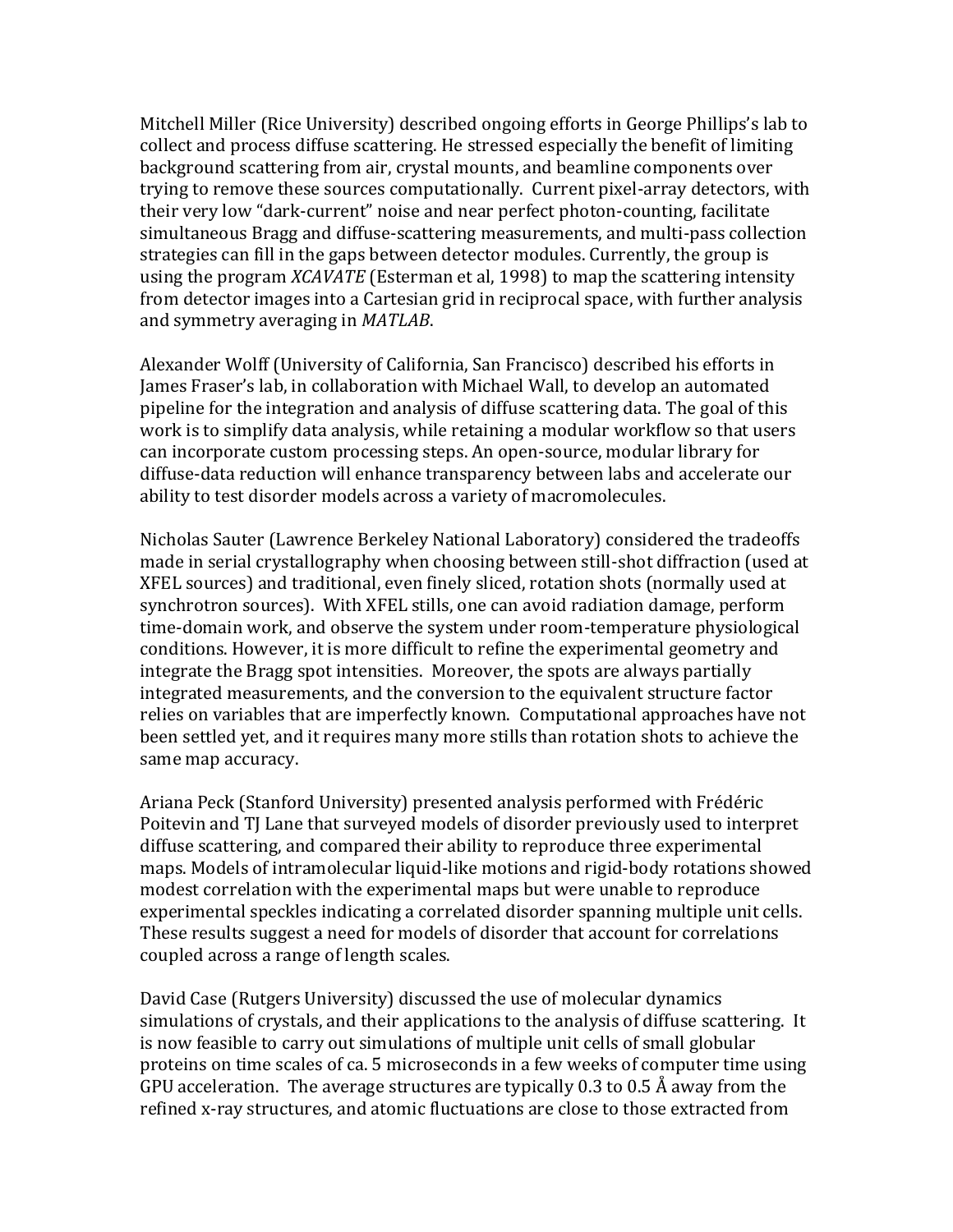Mitchell Miller (Rice University) described ongoing efforts in George Phillips's lab to collect and process diffuse scattering. He stressed especially the benefit of limiting background scattering from air, crystal mounts, and beamline components over trying to remove these sources computationally. Current pixel-array detectors, with their very low "dark-current" noise and near perfect photon-counting, facilitate simultaneous Bragg and diffuse-scattering measurements, and multi-pass collection strategies can fill in the gaps between detector modules. Currently, the group is using the program *XCAVATE* (Esterman et al, 1998) to map the scattering intensity from detector images into a Cartesian grid in reciprocal space, with further analysis and symmetry averaging in *MATLAB*.

Alexander Wolff (University of California, San Francisco) described his efforts in James Fraser's lab, in collaboration with Michael Wall, to develop an automated pipeline for the integration and analysis of diffuse scattering data. The goal of this work is to simplify data analysis, while retaining a modular workflow so that users can incorporate custom processing steps. An open-source, modular library for diffuse-data reduction will enhance transparency between labs and accelerate our ability to test disorder models across a variety of macromolecules.

Nicholas Sauter (Lawrence Berkeley National Laboratory) considered the tradeoffs made in serial crystallography when choosing between still-shot diffraction (used at XFEL sources) and traditional, even finely sliced, rotation shots (normally used at synchrotron sources). With XFEL stills, one can avoid radiation damage, perform time-domain work, and observe the system under room-temperature physiological conditions. However, it is more difficult to refine the experimental geometry and integrate the Bragg spot intensities. Moreover, the spots are always partially integrated measurements, and the conversion to the equivalent structure factor relies on variables that are imperfectly known. Computational approaches have not been settled yet, and it requires many more stills than rotation shots to achieve the same map accuracy.

Ariana Peck (Stanford University) presented analysis performed with Frédéric Poitevin and TJ Lane that surveyed models of disorder previously used to interpret diffuse scattering, and compared their ability to reproduce three experimental maps. Models of intramolecular liquid-like motions and rigid-body rotations showed modest correlation with the experimental maps but were unable to reproduce experimental speckles indicating a correlated disorder spanning multiple unit cells. These results suggest a need for models of disorder that account for correlations coupled across a range of length scales.

David Case (Rutgers University) discussed the use of molecular dynamics simulations of crystals, and their applications to the analysis of diffuse scattering. It is now feasible to carry out simulations of multiple unit cells of small globular proteins on time scales of ca. 5 microseconds in a few weeks of computer time using GPU acceleration. The average structures are typically 0.3 to 0.5 Å away from the refined x-ray structures, and atomic fluctuations are close to those extracted from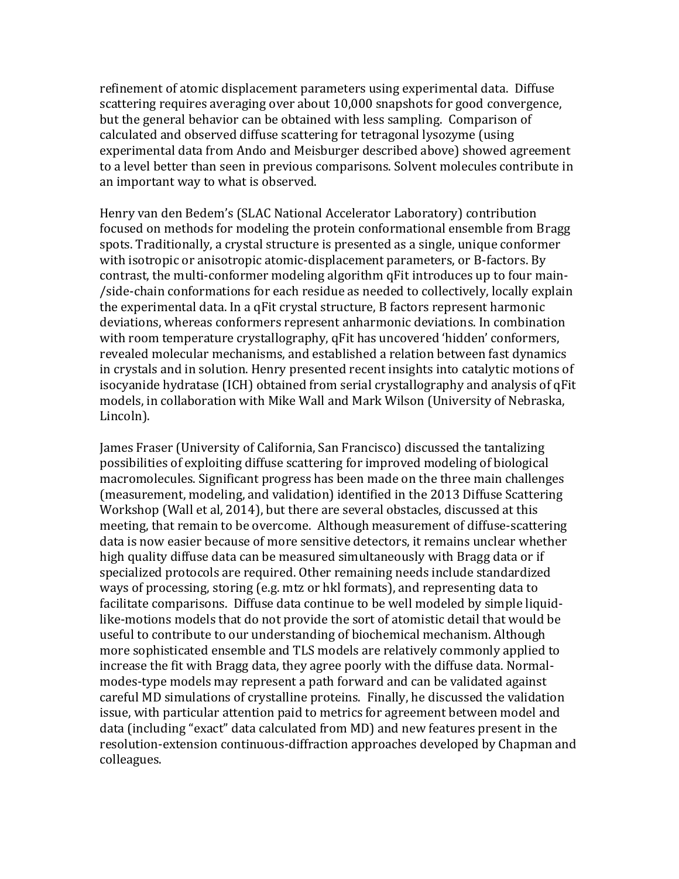refinement of atomic displacement parameters using experimental data. Diffuse scattering requires averaging over about 10,000 snapshots for good convergence, but the general behavior can be obtained with less sampling. Comparison of calculated and observed diffuse scattering for tetragonal lysozyme (using experimental data from Ando and Meisburger described above) showed agreement to a level better than seen in previous comparisons. Solvent molecules contribute in an important way to what is observed.

Henry van den Bedem's (SLAC National Accelerator Laboratory) contribution focused on methods for modeling the protein conformational ensemble from Bragg spots. Traditionally, a crystal structure is presented as a single, unique conformer with isotropic or anisotropic atomic-displacement parameters, or B-factors. By contrast, the multi-conformer modeling algorithm qFit introduces up to four main-/side-chain conformations for each residue as needed to collectively, locally explain the experimental data. In a qFit crystal structure, B factors represent harmonic deviations, whereas conformers represent anharmonic deviations. In combination with room temperature crystallography, qFit has uncovered 'hidden' conformers, revealed molecular mechanisms, and established a relation between fast dynamics in crystals and in solution. Henry presented recent insights into catalytic motions of isocyanide hydratase (ICH) obtained from serial crystallography and analysis of qFit models, in collaboration with Mike Wall and Mark Wilson (University of Nebraska, Lincoln).

James Fraser (University of California, San Francisco) discussed the tantalizing possibilities of exploiting diffuse scattering for improved modeling of biological macromolecules. Significant progress has been made on the three main challenges (measurement, modeling, and validation) identified in the 2013 Diffuse Scattering Workshop (Wall et al, 2014), but there are several obstacles, discussed at this meeting, that remain to be overcome. Although measurement of diffuse-scattering data is now easier because of more sensitive detectors, it remains unclear whether high quality diffuse data can be measured simultaneously with Bragg data or if specialized protocols are required. Other remaining needs include standardized ways of processing, storing (e.g. mtz or hkl formats), and representing data to facilitate comparisons. Diffuse data continue to be well modeled by simple liquid-like-motions models that do not provide the sort of atomistic detail that would be useful to contribute to our understanding of biochemical mechanism. Although more sophisticated ensemble and TLS models are relatively commonly applied to increase the fit with Bragg data, they agree poorly with the diffuse data. Normal-modes-type models may represent a path forward and can be validated against careful MD simulations of crystalline proteins. Finally, he discussed the validation issue, with particular attention paid to metrics for agreement between model and data (including "exact" data calculated from MD) and new features present in the resolution-extension continuous-diffraction approaches developed by Chapman and colleagues.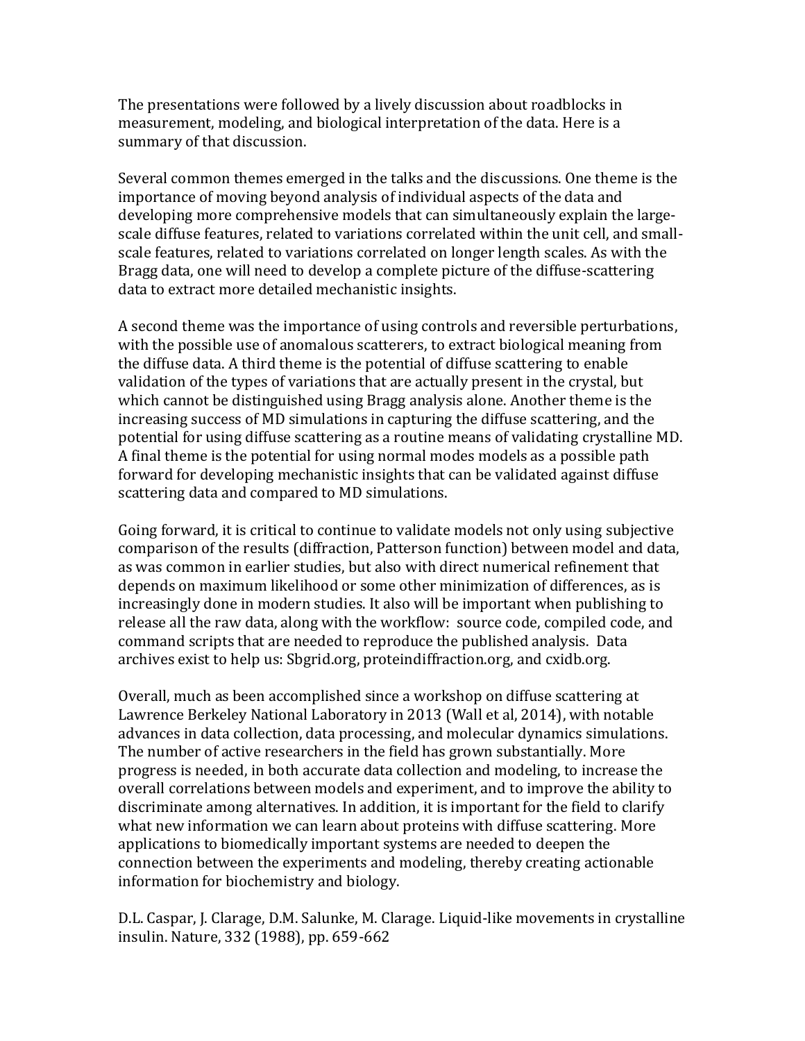The presentations were followed by a lively discussion about roadblocks in measurement, modeling, and biological interpretation of the data. Here is a summary of that discussion.

Several common themes emerged in the talks and the discussions. One theme is the importance of moving beyond analysis of individual aspects of the data and developing more comprehensive models that can simultaneously explain the large-scale diffuse features, related to variations correlated within the unit cell, and small-scale features, related to variations correlated on longer length scales. As with the Bragg data, one will need to develop a complete picture of the diffuse-scattering data to extract more detailed mechanistic insights.

A second theme was the importance of using controls and reversible perturbations, with the possible use of anomalous scatterers, to extract biological meaning from the diffuse data. A third theme is the potential of diffuse scattering to enable validation of the types of variations that are actually present in the crystal, but which cannot be distinguished using Bragg analysis alone. Another theme is the increasing success of MD simulations in capturing the diffuse scattering, and the potential for using diffuse scattering as a routine means of validating crystalline MD. A final theme is the potential for using normal modes models as a possible path forward for developing mechanistic insights that can be validated against diffuse scattering data and compared to MD simulations.

Going forward, it is critical to continue to validate models not only using subjective comparison of the results (diffraction, Patterson function) between model and data, as was common in earlier studies, but also with direct numerical refinement that depends on maximum likelihood or some other minimization of differences, as is increasingly done in modern studies. It also will be important when publishing to release all the raw data, along with the workflow: source code, compiled code, and command scripts that are needed to reproduce the published analysis. Data archives exist to help us: Sbgrid.org, proteindiffraction.org, and cxidb.org.

Overall, much as been accomplished since a workshop on diffuse scattering at Lawrence Berkeley National Laboratory in 2013 (Wall et al, 2014), with notable advances in data collection, data processing, and molecular dynamics simulations. The number of active researchers in the field has grown substantially. More progress is needed, in both accurate data collection and modeling, to increase the overall correlations between models and experiment, and to improve the ability to discriminate among alternatives. In addition, it is important for the field to clarify what new information we can learn about proteins with diffuse scattering. More applications to biomedically important systems are needed to deepen the connection between the experiments and modeling, thereby creating actionable information for biochemistry and biology.

D.L. Caspar, J. Clarage, D.M. Salunke, M. Clarage. Liquid-like movements in crystalline insulin. Nature, 332 (1988), pp. 659-662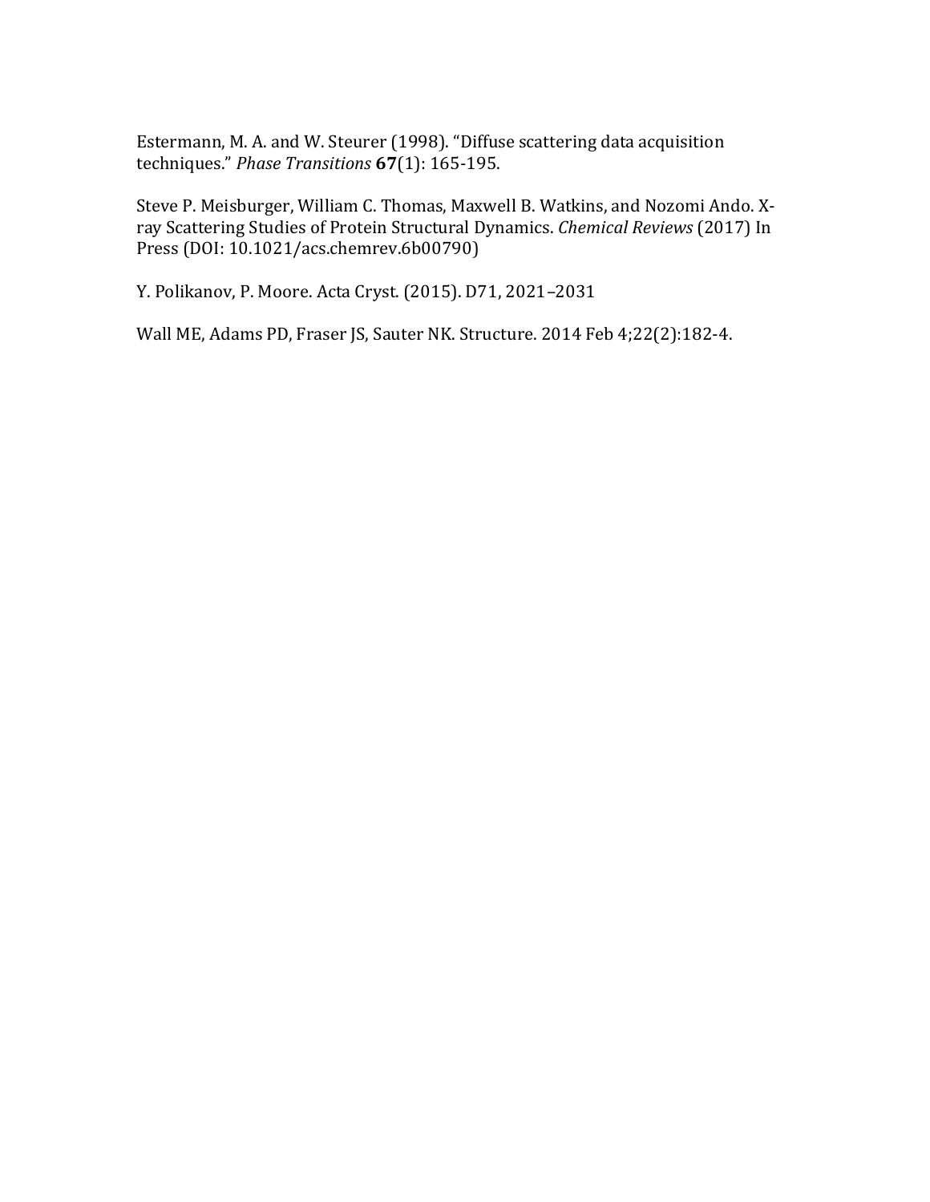Estermann, M. A. and W. Steurer (1998). "Diffuse scattering data acquisition techniques." *Phase Transitions* **67**(1): 165-195.

Steve P. Meisburger, William C. Thomas, Maxwell B. Watkins, and Nozomi Ando. X-ray Scattering Studies of Protein Structural Dynamics. *Chemical Reviews* (2017) In Press (DOI: 10.1021/acs.chemrev.6b00790)

Y. Polikanov, P. Moore. Acta Cryst. (2015). D71, 2021–2031

Wall ME, Adams PD, Fraser JS, Sauter NK. Structure. 2014 Feb 4;22(2):182-4.